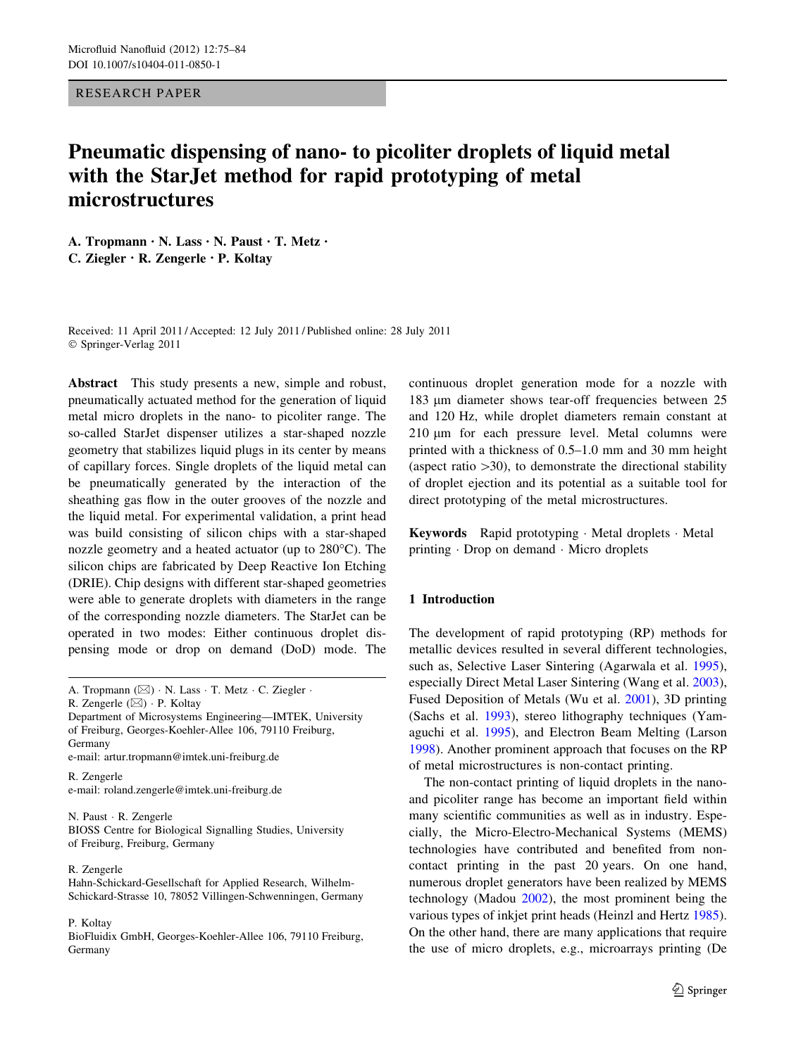RESEARCH PAPER

# Pneumatic dispensing of nano- to picoliter droplets of liquid metal with the StarJet method for rapid prototyping of metal microstructures

A. Tropmann · N. Lass · N. Paust · T. Metz · C. Ziegler · R. Zengerle · P. Koltay

Received: 11 April 2011 / Accepted: 12 July 2011 / Published online: 28 July 2011
© Springer-Verlag 2011

**Abstract** This study presents a new, simple and robust, pneumatically actuated method for the generation of liquid metal micro droplets in the nano- to picoliter range. The so-called StarJet dispenser utilizes a star-shaped nozzle geometry that stabilizes liquid plugs in its center by means of capillary forces. Single droplets of the liquid metal can be pneumatically generated by the interaction of the sheathing gas flow in the outer grooves of the nozzle and the liquid metal. For experimental validation, a print head was build consisting of silicon chips with a star-shaped nozzle geometry and a heated actuator (up to 280°C). The silicon chips are fabricated by Deep Reactive Ion Etching (DRIE). Chip designs with different star-shaped geometries were able to generate droplets with diameters in the range of the corresponding nozzle diameters. The StarJet can be operated in two modes: Either continuous droplet dispensing mode or drop on demand (DoD) mode. The continuous droplet generation mode for a nozzle with 183 µm diameter shows tear-off frequencies between 25 and 120 Hz, while droplet diameters remain constant at 210 µm for each pressure level. Metal columns were printed with a thickness of 0.5–1.0 mm and 30 mm height (aspect ratio >30), to demonstrate the directional stability of droplet ejection and its potential as a suitable tool for direct prototyping of the metal microstructures.

**Keywords** Rapid prototyping · Metal droplets · Metal printing · Drop on demand · Micro droplets

A. Tropmann (✉) · N. Lass · T. Metz · C. Ziegler · R. Zengerle (✉) · P. Koltay
Department of Microsystems Engineering—IMTEK, University of Freiburg, Georges-Koehler-Allee 106, 79110 Freiburg, Germany
e-mail: artur.tropmann@imtek.uni-freiburg.de

R. Zengerle
e-mail: roland.zengerle@imtek.uni-freiburg.de

N. Paust · R. Zengerle
BIOSS Centre for Biological Signalling Studies, University of Freiburg, Freiburg, Germany

R. Zengerle
Hahn-Schickard-Gesellschaft for Applied Research, Wilhelm-Schickard-Strasse 10, 78052 Villingen-Schwenningen, Germany

P. Koltay
BioFluidix GmbH, Georges-Koehler-Allee 106, 79110 Freiburg, Germany

## 1 Introduction

The development of rapid prototyping (RP) methods for metallic devices resulted in several different technologies, such as, Selective Laser Sintering (Agarwala et al. 1995), especially Direct Metal Laser Sintering (Wang et al. 2003), Fused Deposition of Metals (Wu et al. 2001), 3D printing (Sachs et al. 1993), stereo lithography techniques (Yamaguchi et al. 1995), and Electron Beam Melting (Larson 1998). Another prominent approach that focuses on the RP of metal microstructures is non-contact printing.

The non-contact printing of liquid droplets in the nano- and picoliter range has become an important field within many scientific communities as well as in industry. Especially, the Micro-Electro-Mechanical Systems (MEMS) technologies have contributed and benefited from non-contact printing in the past 20 years. On one hand, numerous droplet generators have been realized by MEMS technology (Madou 2002), the most prominent being the various types of inkjet print heads (Heinzl and Hertz 1985). On the other hand, there are many applications that require the use of micro droplets, e.g., microarrays printing (De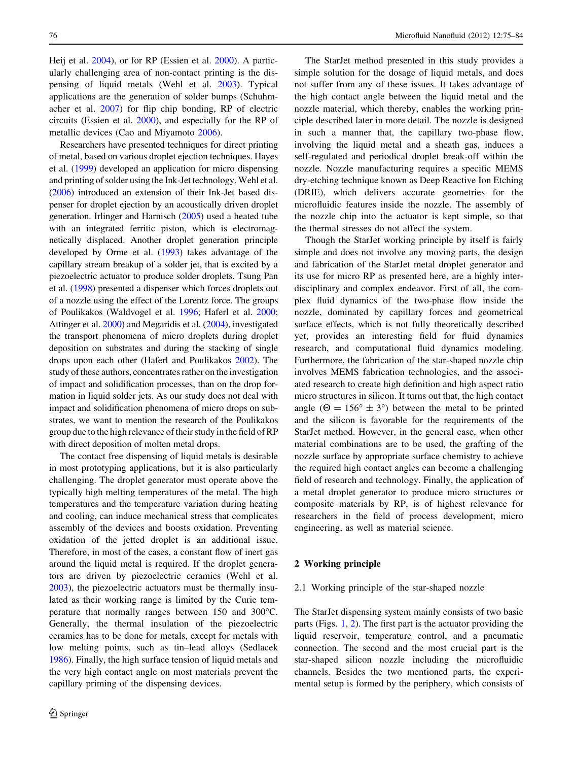Heij et al. 2004), or for RP (Essien et al. 2000). A particularly challenging area of non-contact printing is the dispensing of liquid metals (Wehl et al. 2003). Typical applications are the generation of solder bumps (Schuhmacher et al. 2007) for flip chip bonding, RP of electric circuits (Essien et al. 2000), and especially for the RP of metallic devices (Cao and Miyamoto 2006).

Researchers have presented techniques for direct printing of metal, based on various droplet ejection techniques. Hayes et al. (1999) developed an application for micro dispensing and printing of solder using the Ink-Jet technology. Wehl et al. (2006) introduced an extension of their Ink-Jet based dispenser for droplet ejection by an acoustically driven droplet generation. Irlinger and Harnisch (2005) used a heated tube with an integrated ferritic piston, which is electromagnetically displaced. Another droplet generation principle developed by Orme et al. (1993) takes advantage of the capillary stream breakup of a solder jet, that is excited by a piezoelectric actuator to produce solder droplets. Tsung Pan et al. (1998) presented a dispenser which forces droplets out of a nozzle using the effect of the Lorentz force. The groups of Poulikakos (Waldvogel et al. 1996; Haferl et al. 2000; Attinger et al. 2000) and Megaridis et al. (2004), investigated the transport phenomena of micro droplets during droplet deposition on substrates and during the stacking of single drops upon each other (Haferl and Poulikakos 2002). The study of these authors, concentrates rather on the investigation of impact and solidification processes, than on the drop formation in liquid solder jets. As our study does not deal with impact and solidification phenomena of micro drops on substrates, we want to mention the research of the Poulikakos group due to the high relevance of their study in the field of RP with direct deposition of molten metal drops.

The contact free dispensing of liquid metals is desirable in most prototyping applications, but it is also particularly challenging. The droplet generator must operate above the typically high melting temperatures of the metal. The high temperatures and the temperature variation during heating and cooling, can induce mechanical stress that complicates assembly of the devices and boosts oxidation. Preventing oxidation of the jetted droplet is an additional issue. Therefore, in most of the cases, a constant flow of inert gas around the liquid metal is required. If the droplet generators are driven by piezoelectric ceramics (Wehl et al. 2003), the piezoelectric actuators must be thermally insulated as their working range is limited by the Curie temperature that normally ranges between 150 and 300°C. Generally, the thermal insulation of the piezoelectric ceramics has to be done for metals, except for metals with low melting points, such as tin–lead alloys (Sedlacek 1986). Finally, the high surface tension of liquid metals and the very high contact angle on most materials prevent the capillary priming of the dispensing devices.

The StarJet method presented in this study provides a simple solution for the dosage of liquid metals, and does not suffer from any of these issues. It takes advantage of the high contact angle between the liquid metal and the nozzle material, which thereby, enables the working principle described later in more detail. The nozzle is designed in such a manner that, the capillary two-phase flow, involving the liquid metal and a sheath gas, induces a self-regulated and periodical droplet break-off within the nozzle. Nozzle manufacturing requires a specific MEMS dry-etching technique known as Deep Reactive Ion Etching (DRIE), which delivers accurate geometries for the microfluidic features inside the nozzle. The assembly of the nozzle chip into the actuator is kept simple, so that the thermal stresses do not affect the system.

Though the StarJet working principle by itself is fairly simple and does not involve any moving parts, the design and fabrication of the StarJet metal droplet generator and its use for micro RP as presented here, are a highly interdisciplinary and complex endeavor. First of all, the complex fluid dynamics of the two-phase flow inside the nozzle, dominated by capillary forces and geometrical surface effects, which is not fully theoretically described yet, provides an interesting field for fluid dynamics research, and computational fluid dynamics modeling. Furthermore, the fabrication of the star-shaped nozzle chip involves MEMS fabrication technologies, and the associated research to create high definition and high aspect ratio micro structures in silicon. It turns out that, the high contact angle ($\Theta = 156° \pm 3°$) between the metal to be printed and the silicon is favorable for the requirements of the StarJet method. However, in the general case, when other material combinations are to be used, the grafting of the nozzle surface by appropriate surface chemistry to achieve the required high contact angles can become a challenging field of research and technology. Finally, the application of a metal droplet generator to produce micro structures or composite materials by RP, is of highest relevance for researchers in the field of process development, micro engineering, as well as material science.

## 2 Working principle

### 2.1 Working principle of the star-shaped nozzle

The StarJet dispensing system mainly consists of two basic parts (Figs. 1, 2). The first part is the actuator providing the liquid reservoir, temperature control, and a pneumatic connection. The second and the most crucial part is the star-shaped silicon nozzle including the microfluidic channels. Besides the two mentioned parts, the experimental setup is formed by the periphery, which consists of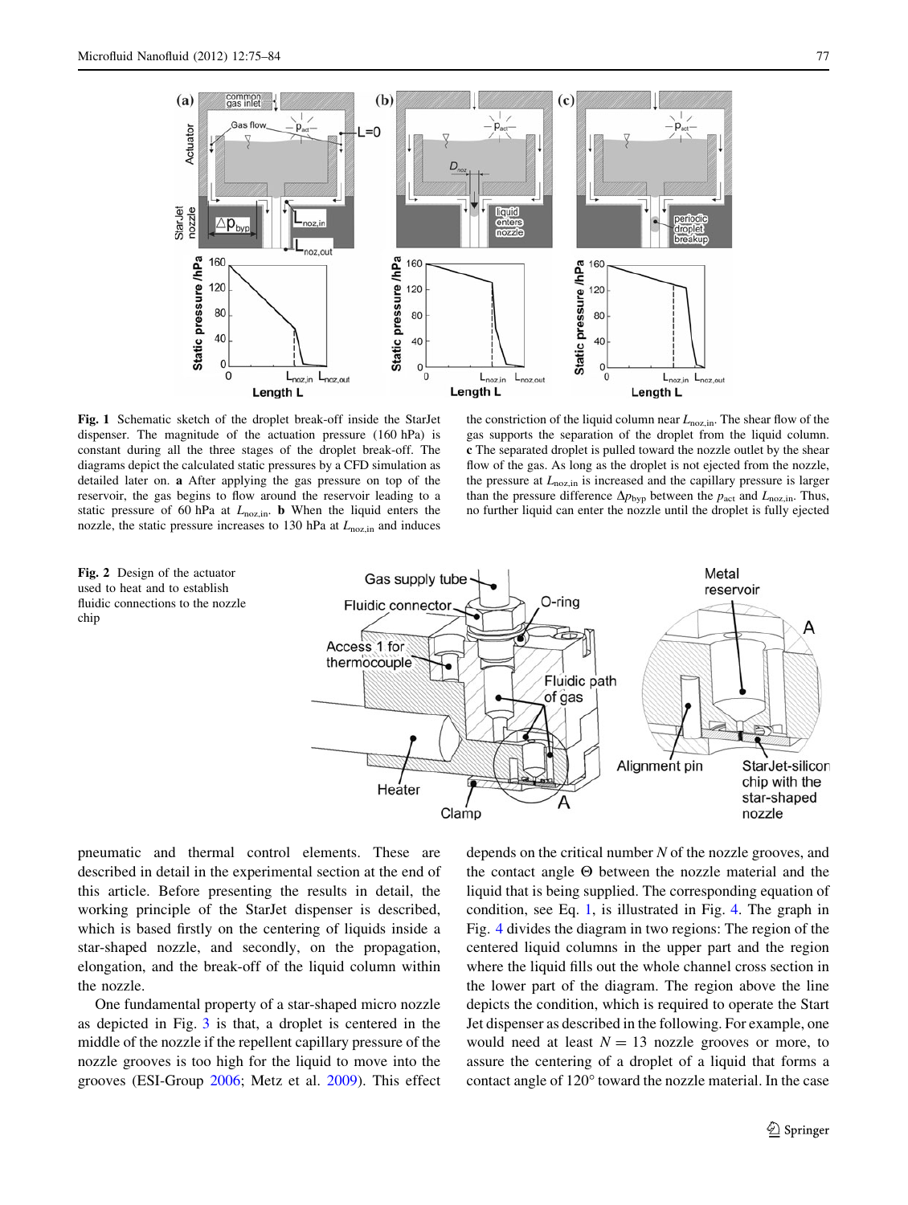**Fig. 1** Schematic sketch of the droplet break-off inside the StarJet dispenser. The magnitude of the actuation pressure (160 hPa) is constant during all the three stages of the droplet break-off. The diagrams depict the calculated static pressures by a CFD simulation as detailed later on. **a** After applying the gas pressure on top of the reservoir, the gas begins to flow around the reservoir leading to a static pressure of 60 hPa at $L_{\mathrm{noz,in}}$. **b** When the liquid enters the nozzle, the static pressure increases to 130 hPa at $L_{\mathrm{noz,in}}$ and induces the constriction of the liquid column near $L_{\mathrm{noz,in}}$. The shear flow of the gas supports the separation of the droplet from the liquid column. **c** The separated droplet is pulled toward the nozzle outlet by the shear flow of the gas. As long as the droplet is not ejected from the nozzle, the pressure at $L_{\mathrm{noz,in}}$ is increased and the capillary pressure is larger than the pressure difference $\Delta p_{\mathrm{byp}}$ between the $p_{\mathrm{act}}$ and $L_{\mathrm{noz,in}}$. Thus, no further liquid can enter the nozzle until the droplet is fully ejected

**Fig. 2** Design of the actuator used to heat and to establish fluidic connections to the nozzle chip

pneumatic and thermal control elements. These are described in detail in the experimental section at the end of this article. Before presenting the results in detail, the working principle of the StarJet dispenser is described, which is based firstly on the centering of liquids inside a star-shaped nozzle, and secondly, on the propagation, elongation, and the break-off of the liquid column within the nozzle.

One fundamental property of a star-shaped micro nozzle as depicted in Fig. 3 is that, a droplet is centered in the middle of the nozzle if the repellent capillary pressure of the nozzle grooves is too high for the liquid to move into the grooves (ESI-Group 2006; Metz et al. 2009). This effect depends on the critical number $N$ of the nozzle grooves, and the contact angle $\Theta$ between the nozzle material and the liquid that is being supplied. The corresponding equation of condition, see Eq. 1, is illustrated in Fig. 4. The graph in Fig. 4 divides the diagram in two regions: The region of the centered liquid columns in the upper part and the region where the liquid fills out the whole channel cross section in the lower part of the diagram. The region above the line depicts the condition, which is required to operate the Start Jet dispenser as described in the following. For example, one would need at least $N = 13$ nozzle grooves or more, to assure the centering of a droplet of a liquid that forms a contact angle of 120° toward the nozzle material. In the case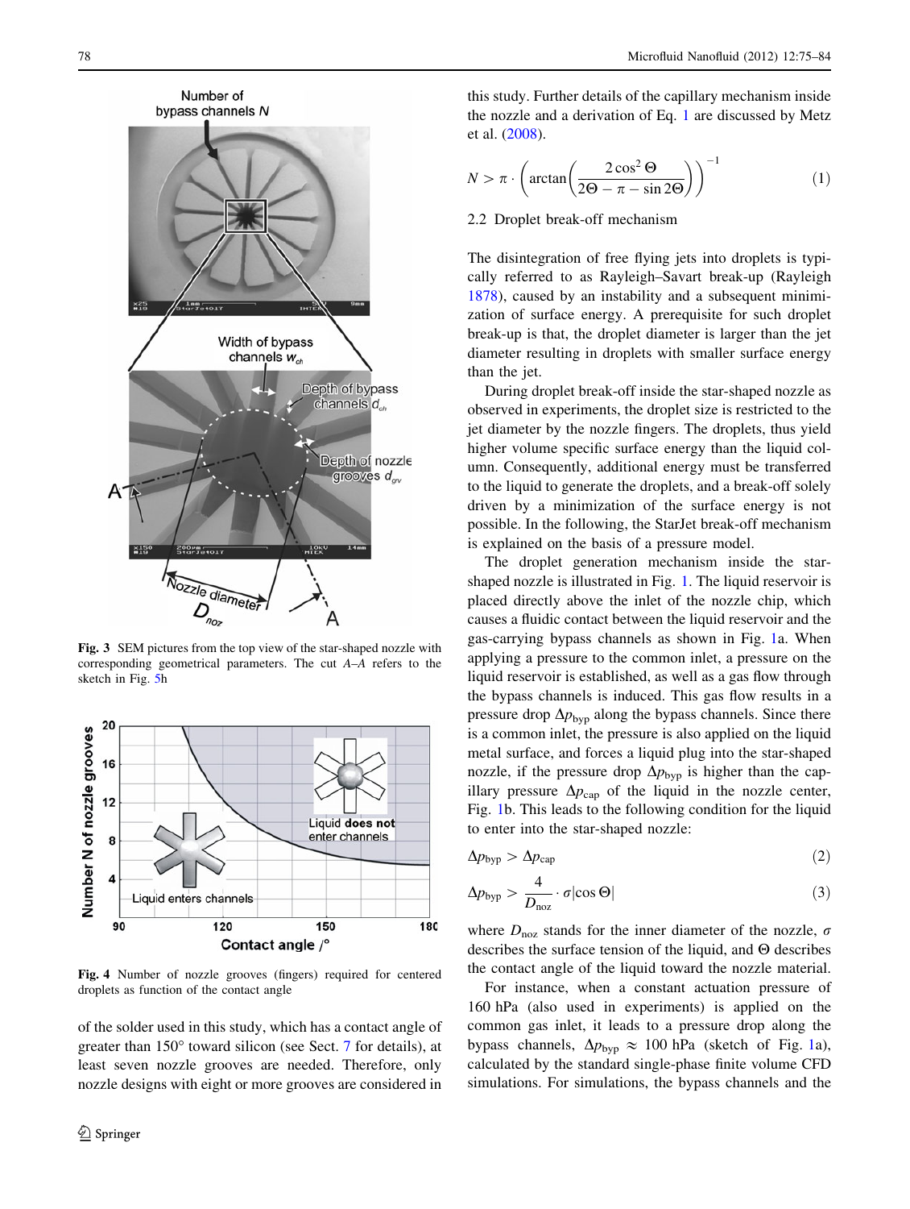**Fig. 3** SEM pictures from the top view of the star-shaped nozzle with corresponding geometrical parameters. The cut *A–A* refers to the sketch in Fig. 5h

**Fig. 4** Number of nozzle grooves (fingers) required for centered droplets as function of the contact angle

of the solder used in this study, which has a contact angle of greater than 150° toward silicon (see Sect. 7 for details), at least seven nozzle grooves are needed. Therefore, only nozzle designs with eight or more grooves are considered in this study. Further details of the capillary mechanism inside the nozzle and a derivation of Eq. 1 are discussed by Metz et al. (2008).

$$N > \pi \cdot \left( \arctan\left( \frac{2\cos^2\Theta}{2\Theta - \pi - \sin 2\Theta} \right) \right)^{-1} \quad (1)$$

### 2.2 Droplet break-off mechanism

The disintegration of free flying jets into droplets is typically referred to as Rayleigh–Savart break-up (Rayleigh 1878), caused by an instability and a subsequent minimization of surface energy. A prerequisite for such droplet break-up is that, the droplet diameter is larger than the jet diameter resulting in droplets with smaller surface energy than the jet.

During droplet break-off inside the star-shaped nozzle as observed in experiments, the droplet size is restricted to the jet diameter by the nozzle fingers. The droplets, thus yield higher volume specific surface energy than the liquid column. Consequently, additional energy must be transferred to the liquid to generate the droplets, and a break-off solely driven by a minimization of the surface energy is not possible. In the following, the StarJet break-off mechanism is explained on the basis of a pressure model.

The droplet generation mechanism inside the star-shaped nozzle is illustrated in Fig. 1. The liquid reservoir is placed directly above the inlet of the nozzle chip, which causes a fluidic contact between the liquid reservoir and the gas-carrying bypass channels as shown in Fig. 1a. When applying a pressure to the common inlet, a pressure on the liquid reservoir is established, as well as a gas flow through the bypass channels is induced. This gas flow results in a pressure drop $\Delta p_{\mathrm{byp}}$ along the bypass channels. Since there is a common inlet, the pressure is also applied on the liquid metal surface, and forces a liquid plug into the star-shaped nozzle, if the pressure drop $\Delta p_{\mathrm{byp}}$ is higher than the capillary pressure $\Delta p_{\mathrm{cap}}$ of the liquid in the nozzle center, Fig. 1b. This leads to the following condition for the liquid to enter into the star-shaped nozzle:

$$\Delta p_{\mathrm{byp}} > \Delta p_{\mathrm{cap}} \quad (2)$$

$$\Delta p_{\mathrm{byp}} > \frac{4}{D_{\mathrm{noz}}} \cdot \sigma |\cos\Theta| \quad (3)$$

where $D_{\mathrm{noz}}$ stands for the inner diameter of the nozzle, $\sigma$ describes the surface tension of the liquid, and $\Theta$ describes the contact angle of the liquid toward the nozzle material.

For instance, when a constant actuation pressure of 160 hPa (also used in experiments) is applied on the common gas inlet, it leads to a pressure drop along the bypass channels, $\Delta p_{\mathrm{byp}} \approx 100$ hPa (sketch of Fig. 1a), calculated by the standard single-phase finite volume CFD simulations. For simulations, the bypass channels and the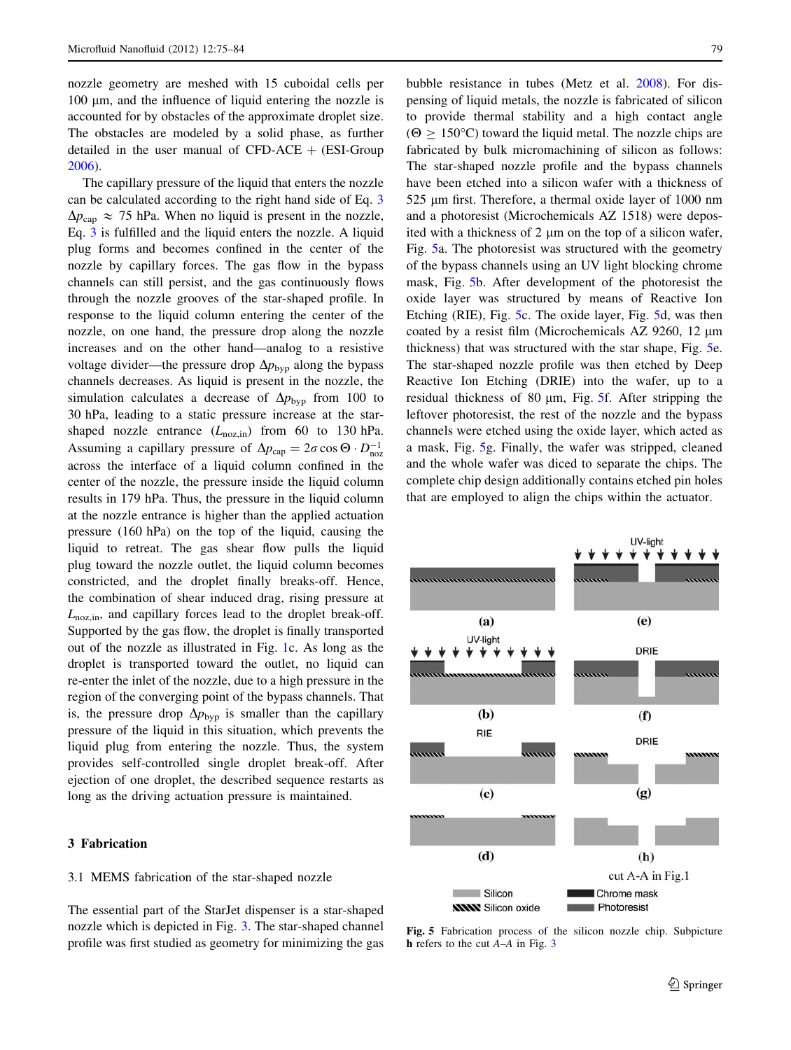nozzle geometry are meshed with 15 cuboidal cells per 100 µm, and the influence of liquid entering the nozzle is accounted for by obstacles of the approximate droplet size. The obstacles are modeled by a solid phase, as further detailed in the user manual of CFD-ACE + (ESI-Group 2006).

The capillary pressure of the liquid that enters the nozzle can be calculated according to the right hand side of Eq. 3 $\Delta p_{\mathrm{cap}} \approx 75$ hPa. When no liquid is present in the nozzle, Eq. 3 is fulfilled and the liquid enters the nozzle. A liquid plug forms and becomes confined in the center of the nozzle by capillary forces. The gas flow in the bypass channels can still persist, and the gas continuously flows through the nozzle grooves of the star-shaped profile. In response to the liquid column entering the center of the nozzle, on one hand, the pressure drop along the nozzle increases and on the other hand—analog to a resistive voltage divider—the pressure drop $\Delta p_{\mathrm{byp}}$ along the bypass channels decreases. As liquid is present in the nozzle, the simulation calculates a decrease of $\Delta p_{\mathrm{byp}}$ from 100 to 30 hPa, leading to a static pressure increase at the star-shaped nozzle entrance ($L_{\mathrm{noz,in}}$) from 60 to 130 hPa. Assuming a capillary pressure of $\Delta p_{\mathrm{cap}} = 2\sigma \cos \Theta \cdot D_{\mathrm{noz}}^{-1}$ across the interface of a liquid column confined in the center of the nozzle, the pressure inside the liquid column results in 179 hPa. Thus, the pressure in the liquid column at the nozzle entrance is higher than the applied actuation pressure (160 hPa) on the top of the liquid, causing the liquid to retreat. The gas shear flow pulls the liquid plug toward the nozzle outlet, the liquid column becomes constricted, and the droplet finally breaks-off. Hence, the combination of shear induced drag, rising pressure at $L_{\mathrm{noz,in}}$, and capillary forces lead to the droplet break-off. Supported by the gas flow, the droplet is finally transported out of the nozzle as illustrated in Fig. 1c. As long as the droplet is transported toward the outlet, no liquid can re-enter the inlet of the nozzle, due to a high pressure in the region of the converging point of the bypass channels. That is, the pressure drop $\Delta p_{\mathrm{byp}}$ is smaller than the capillary pressure of the liquid in this situation, which prevents the liquid plug from entering the nozzle. Thus, the system provides self-controlled single droplet break-off. After ejection of one droplet, the described sequence restarts as long as the driving actuation pressure is maintained.

## 3 Fabrication

### 3.1 MEMS fabrication of the star-shaped nozzle

The essential part of the StarJet dispenser is a star-shaped nozzle which is depicted in Fig. 3. The star-shaped channel profile was first studied as geometry for minimizing the gas bubble resistance in tubes (Metz et al. 2008). For dispensing of liquid metals, the nozzle is fabricated of silicon to provide thermal stability and a high contact angle ($\Theta \geq 150$°C) toward the liquid metal. The nozzle chips are fabricated by bulk micromachining of silicon as follows: The star-shaped nozzle profile and the bypass channels have been etched into a silicon wafer with a thickness of 525 µm first. Therefore, a thermal oxide layer of 1000 nm and a photoresist (Microchemicals AZ 1518) were deposited with a thickness of 2 µm on the top of a silicon wafer, Fig. 5a. The photoresist was structured with the geometry of the bypass channels using an UV light blocking chrome mask, Fig. 5b. After development of the photoresist the oxide layer was structured by means of Reactive Ion Etching (RIE), Fig. 5c. The oxide layer, Fig. 5d, was then coated by a resist film (Microchemicals AZ 9260, 12 µm thickness) that was structured with the star shape, Fig. 5e. The star-shaped nozzle profile was then etched by Deep Reactive Ion Etching (DRIE) into the wafer, up to a residual thickness of 80 µm, Fig. 5f. After stripping the leftover photoresist, the rest of the nozzle and the bypass channels were etched using the oxide layer, which acted as a mask, Fig. 5g. Finally, the wafer was stripped, cleaned and the whole wafer was diced to separate the chips. The complete chip design additionally contains etched pin holes that are employed to align the chips within the actuator.

**Fig. 5** Fabrication process of the silicon nozzle chip. Subpicture **h** refers to the cut *A–A* in Fig. 3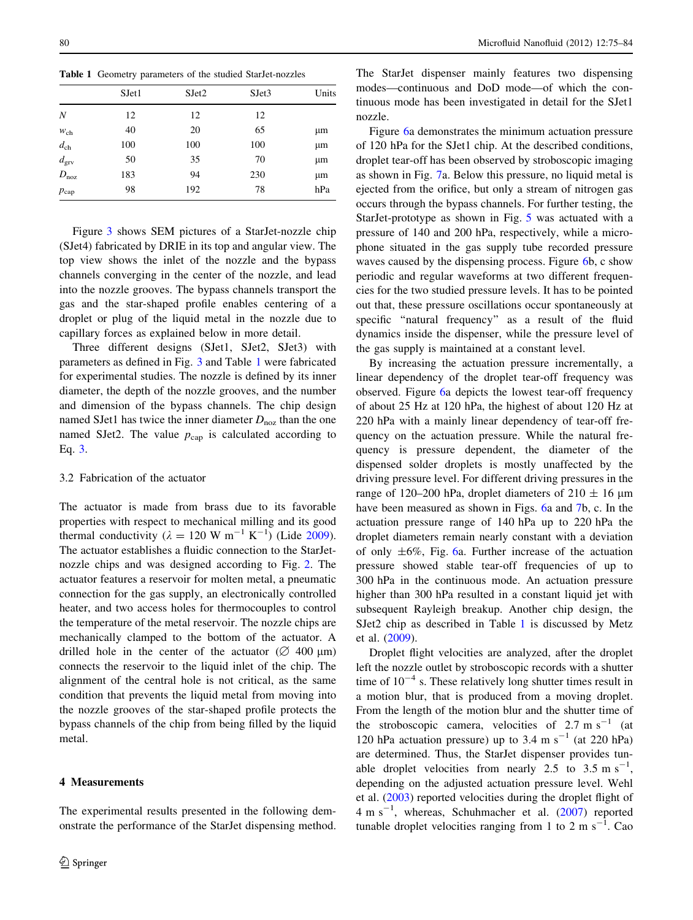**Table 1** Geometry parameters of the studied StarJet-nozzles

| | SJet1 | SJet2 | SJet3 | Units |
|---|---|---|---|---|
| $N$ | 12 | 12 | 12 | |
| $w_{ch}$ | 40 | 20 | 65 | μm |
| $d_{ch}$ | 100 | 100 | 100 | μm |
| $d_{grv}$ | 50 | 35 | 70 | μm |
| $D_{noz}$ | 183 | 94 | 230 | μm |
| $p_{cap}$ | 98 | 192 | 78 | hPa |

Figure 3 shows SEM pictures of a StarJet-nozzle chip (SJet4) fabricated by DRIE in its top and angular view. The top view shows the inlet of the nozzle and the bypass channels converging in the center of the nozzle, and lead into the nozzle grooves. The bypass channels transport the gas and the star-shaped profile enables centering of a droplet or plug of the liquid metal in the nozzle due to capillary forces as explained below in more detail.

Three different designs (SJet1, SJet2, SJet3) with parameters as defined in Fig. 3 and Table 1 were fabricated for experimental studies. The nozzle is defined by its inner diameter, the depth of the nozzle grooves, and the number and dimension of the bypass channels. The chip design named SJet1 has twice the inner diameter $D_{noz}$ than the one named SJet2. The value $p_{cap}$ is calculated according to Eq. 3.

### 3.2 Fabrication of the actuator

The actuator is made from brass due to its favorable properties with respect to mechanical milling and its good thermal conductivity ($\lambda = 120$ W m$^{-1}$ K$^{-1}$) (Lide 2009). The actuator establishes a fluidic connection to the StarJet-nozzle chips and was designed according to Fig. 2. The actuator features a reservoir for molten metal, a pneumatic connection for the gas supply, an electronically controlled heater, and two access holes for thermocouples to control the temperature of the metal reservoir. The nozzle chips are mechanically clamped to the bottom of the actuator. A drilled hole in the center of the actuator (∅ 400 μm) connects the reservoir to the liquid inlet of the chip. The alignment of the central hole is not critical, as the same condition that prevents the liquid metal from moving into the nozzle grooves of the star-shaped profile protects the bypass channels of the chip from being filled by the liquid metal.

## 4 Measurements

The experimental results presented in the following demonstrate the performance of the StarJet dispensing method. The StarJet dispenser mainly features two dispensing modes—continuous and DoD mode—of which the continuous mode has been investigated in detail for the SJet1 nozzle.

Figure 6a demonstrates the minimum actuation pressure of 120 hPa for the SJet1 chip. At the described conditions, droplet tear-off has been observed by stroboscopic imaging as shown in Fig. 7a. Below this pressure, no liquid metal is ejected from the orifice, but only a stream of nitrogen gas occurs through the bypass channels. For further testing, the StarJet-prototype as shown in Fig. 5 was actuated with a pressure of 140 and 200 hPa, respectively, while a microphone situated in the gas supply tube recorded pressure waves caused by the dispensing process. Figure 6b, c show periodic and regular waveforms at two different frequencies for the two studied pressure levels. It has to be pointed out that, these pressure oscillations occur spontaneously at specific "natural frequency" as a result of the fluid dynamics inside the dispenser, while the pressure level of the gas supply is maintained at a constant level.

By increasing the actuation pressure incrementally, a linear dependency of the droplet tear-off frequency was observed. Figure 6a depicts the lowest tear-off frequency of about 25 Hz at 120 hPa, the highest of about 120 Hz at 220 hPa with a mainly linear dependency of tear-off frequency on the actuation pressure. While the natural frequency is pressure dependent, the diameter of the dispensed solder droplets is mostly unaffected by the driving pressure level. For different driving pressures in the range of 120–200 hPa, droplet diameters of 210 ± 16 μm have been measured as shown in Figs. 6a and 7b, c. In the actuation pressure range of 140 hPa up to 220 hPa the droplet diameters remain nearly constant with a deviation of only ±6%, Fig. 6a. Further increase of the actuation pressure showed stable tear-off frequencies of up to 300 hPa in the continuous mode. An actuation pressure higher than 300 hPa resulted in a constant liquid jet with subsequent Rayleigh breakup. Another chip design, the SJet2 chip as described in Table 1 is discussed by Metz et al. (2009).

Droplet flight velocities are analyzed, after the droplet left the nozzle outlet by stroboscopic records with a shutter time of $10^{-4}$ s. These relatively long shutter times result in a motion blur, that is produced from a moving droplet. From the length of the motion blur and the shutter time of the stroboscopic camera, velocities of 2.7 m s$^{-1}$ (at 120 hPa actuation pressure) up to 3.4 m s$^{-1}$ (at 220 hPa) are determined. Thus, the StarJet dispenser provides tunable droplet velocities from nearly 2.5 to 3.5 m s$^{-1}$, depending on the adjusted actuation pressure level. Wehl et al. (2003) reported velocities during the droplet flight of 4 m s$^{-1}$, whereas, Schuhmacher et al. (2007) reported tunable droplet velocities ranging from 1 to 2 m s$^{-1}$. Cao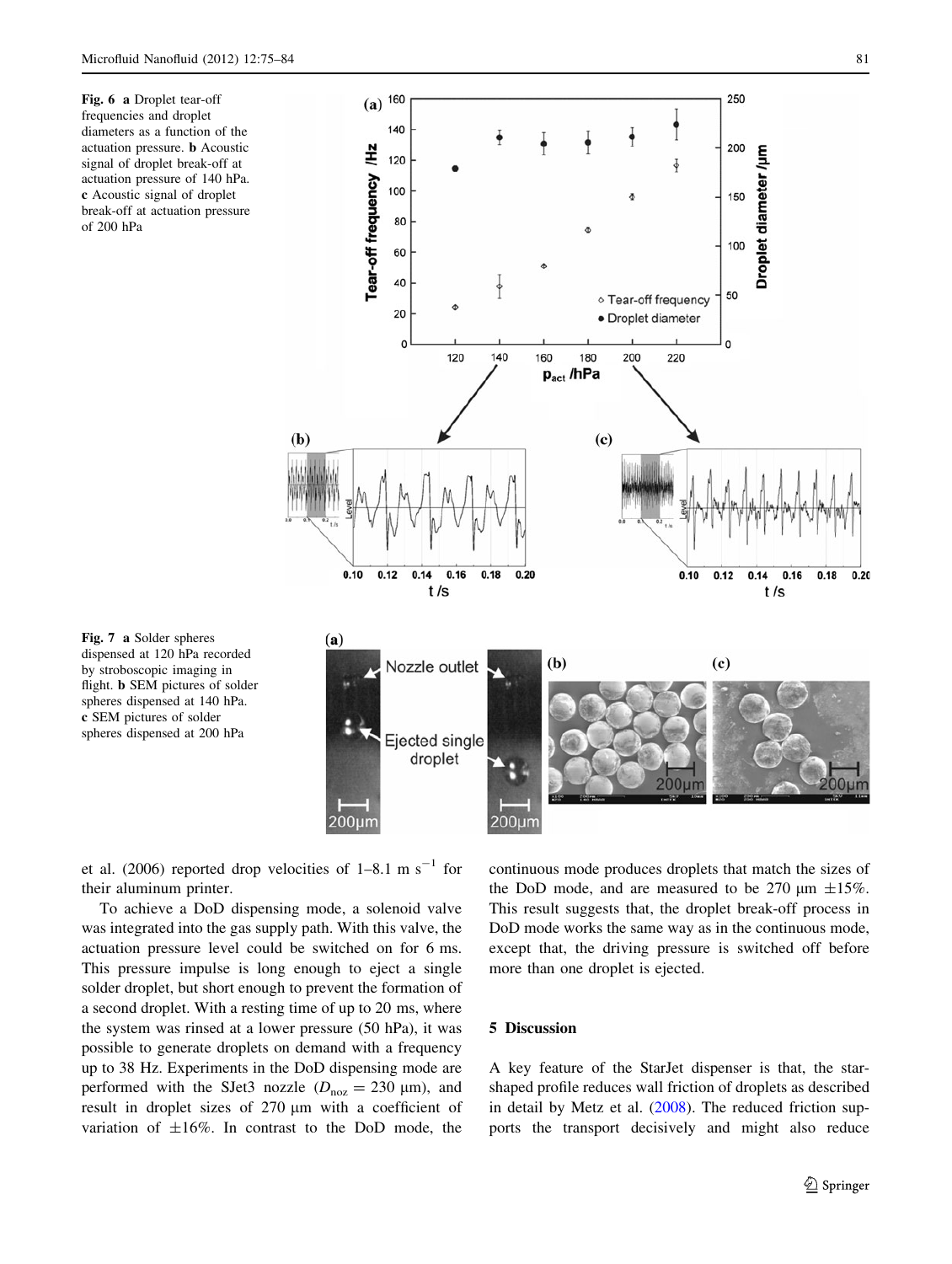**Fig. 6** **a** Droplet tear-off frequencies and droplet diameters as a function of the actuation pressure. **b** Acoustic signal of droplet break-off at actuation pressure of 140 hPa. **c** Acoustic signal of droplet break-off at actuation pressure of 200 hPa

**Fig. 7** **a** Solder spheres dispensed at 120 hPa recorded by stroboscopic imaging in flight. **b** SEM pictures of solder spheres dispensed at 140 hPa. **c** SEM pictures of solder spheres dispensed at 200 hPa

et al. (2006) reported drop velocities of 1–8.1 m $s^{-1}$ for their aluminum printer.

To achieve a DoD dispensing mode, a solenoid valve was integrated into the gas supply path. With this valve, the actuation pressure level could be switched on for 6 ms. This pressure impulse is long enough to eject a single solder droplet, but short enough to prevent the formation of a second droplet. With a resting time of up to 20 ms, where the system was rinsed at a lower pressure (50 hPa), it was possible to generate droplets on demand with a frequency up to 38 Hz. Experiments in the DoD dispensing mode are performed with the SJet3 nozzle ($D_{noz} = 230$ µm), and result in droplet sizes of 270 µm with a coefficient of variation of ±16%. In contrast to the DoD mode, the continuous mode produces droplets that match the sizes of the DoD mode, and are measured to be 270 µm ±15%. This result suggests that, the droplet break-off process in DoD mode works the same way as in the continuous mode, except that, the driving pressure is switched off before more than one droplet is ejected.

## 5 Discussion

A key feature of the StarJet dispenser is that, the star-shaped profile reduces wall friction of droplets as described in detail by Metz et al. (2008). The reduced friction supports the transport decisively and might also reduce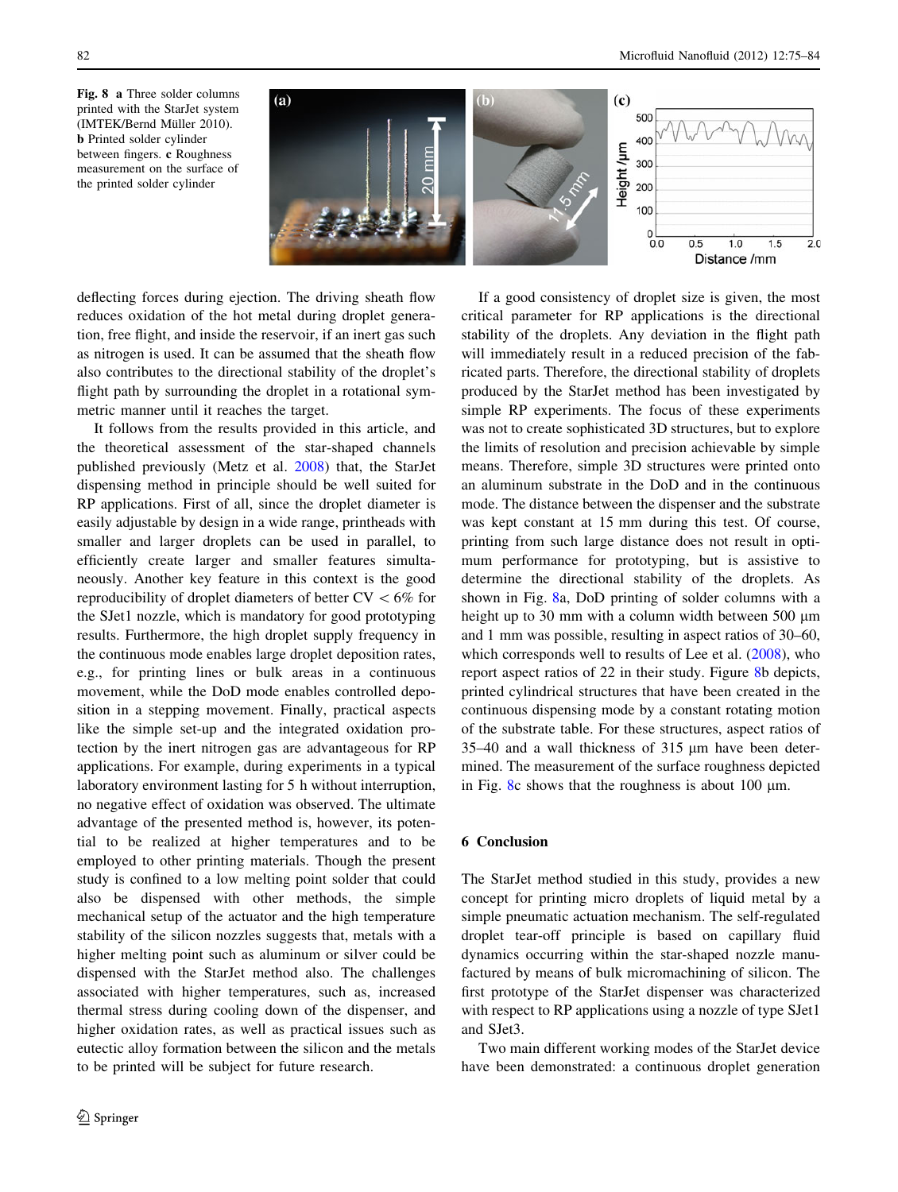Fig. 8 **a** Three solder columns printed with the StarJet system (IMTEK/Bernd Müller 2010). **b** Printed solder cylinder between fingers. **c** Roughness measurement on the surface of the printed solder cylinder

(a)
20 mm

(b)
11.5 mm

(c)
Height /µm
500
400
300
200
100
0
0.0
0.5
1.0
1.5
2.0
Distance /mm

deflecting forces during ejection. The driving sheath flow reduces oxidation of the hot metal during droplet generation, free flight, and inside the reservoir, if an inert gas such as nitrogen is used. It can be assumed that the sheath flow also contributes to the directional stability of the droplet's flight path by surrounding the droplet in a rotational symmetric manner until it reaches the target.

It follows from the results provided in this article, and the theoretical assessment of the star-shaped channels published previously (Metz et al. 2008) that, the StarJet dispensing method in principle should be well suited for RP applications. First of all, since the droplet diameter is easily adjustable by design in a wide range, printheads with smaller and larger droplets can be used in parallel, to efficiently create larger and smaller features simultaneously. Another key feature in this context is the good reproducibility of droplet diameters of better CV $< 6\%$ for the SJet1 nozzle, which is mandatory for good prototyping results. Furthermore, the high droplet supply frequency in the continuous mode enables large droplet deposition rates, e.g., for printing lines or bulk areas in a continuous movement, while the DoD mode enables controlled deposition in a stepping movement. Finally, practical aspects like the simple set-up and the integrated oxidation protection by the inert nitrogen gas are advantageous for RP applications. For example, during experiments in a typical laboratory environment lasting for 5 h without interruption, no negative effect of oxidation was observed. The ultimate advantage of the presented method is, however, its potential to be realized at higher temperatures and to be employed to other printing materials. Though the present study is confined to a low melting point solder that could also be dispensed with other methods, the simple mechanical setup of the actuator and the high temperature stability of the silicon nozzles suggests that, metals with a higher melting point such as aluminum or silver could be dispensed with the StarJet method also. The challenges associated with higher temperatures, such as, increased thermal stress during cooling down of the dispenser, and higher oxidation rates, as well as practical issues such as eutectic alloy formation between the silicon and the metals to be printed will be subject for future research.

If a good consistency of droplet size is given, the most critical parameter for RP applications is the directional stability of the droplets. Any deviation in the flight path will immediately result in a reduced precision of the fabricated parts. Therefore, the directional stability of droplets produced by the StarJet method has been investigated by simple RP experiments. The focus of these experiments was not to create sophisticated 3D structures, but to explore the limits of resolution and precision achievable by simple means. Therefore, simple 3D structures were printed onto an aluminum substrate in the DoD and in the continuous mode. The distance between the dispenser and the substrate was kept constant at 15 mm during this test. Of course, printing from such large distance does not result in optimum performance for prototyping, but is assistive to determine the directional stability of the droplets. As shown in Fig. 8a, DoD printing of solder columns with a height up to 30 mm with a column width between 500 µm and 1 mm was possible, resulting in aspect ratios of 30–60, which corresponds well to results of Lee et al. (2008), who report aspect ratios of 22 in their study. Figure 8b depicts, printed cylindrical structures that have been created in the continuous dispensing mode by a constant rotating motion of the substrate table. For these structures, aspect ratios of 35–40 and a wall thickness of 315 µm have been determined. The measurement of the surface roughness depicted in Fig. 8c shows that the roughness is about 100 µm.

## 6 Conclusion

The StarJet method studied in this study, provides a new concept for printing micro droplets of liquid metal by a simple pneumatic actuation mechanism. The self-regulated droplet tear-off principle is based on capillary fluid dynamics occurring within the star-shaped nozzle manufactured by means of bulk micromachining of silicon. The first prototype of the StarJet dispenser was characterized with respect to RP applications using a nozzle of type SJet1 and SJet3.

Two main different working modes of the StarJet device have been demonstrated: a continuous droplet generation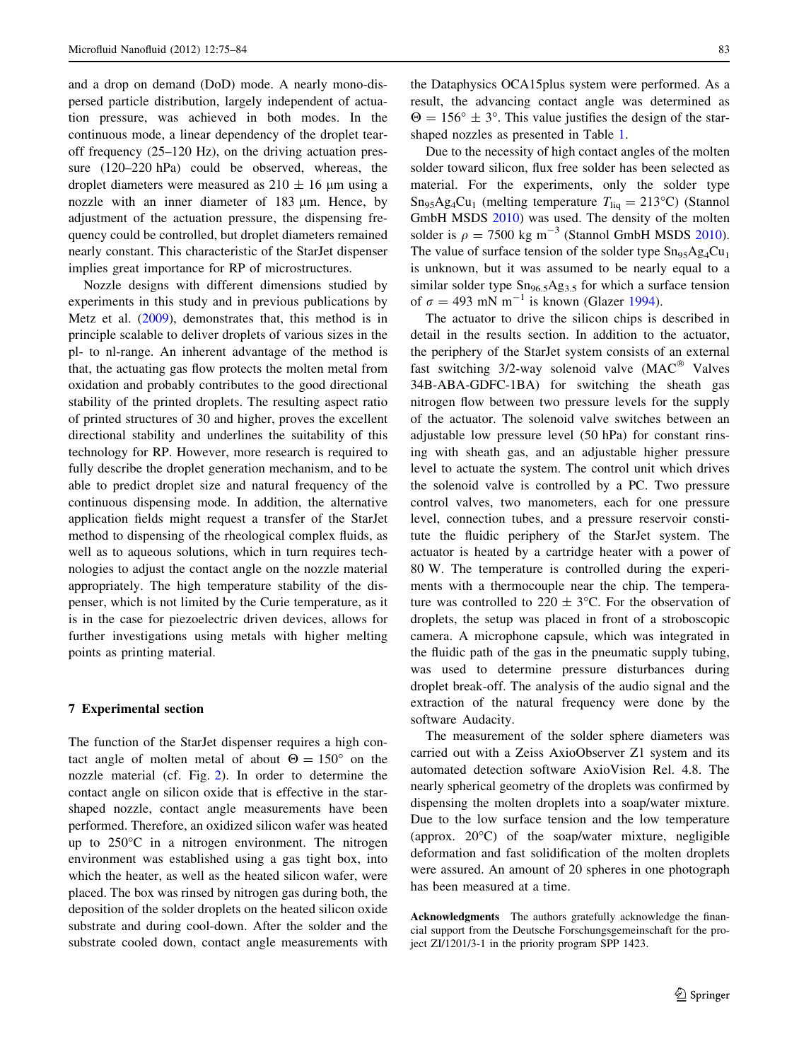and a drop on demand (DoD) mode. A nearly mono-dispersed particle distribution, largely independent of actuation pressure, was achieved in both modes. In the continuous mode, a linear dependency of the droplet tear-off frequency (25–120 Hz), on the driving actuation pressure (120–220 hPa) could be observed, whereas, the droplet diameters were measured as $210 \pm 16$ μm using a nozzle with an inner diameter of 183 μm. Hence, by adjustment of the actuation pressure, the dispensing frequency could be controlled, but droplet diameters remained nearly constant. This characteristic of the StarJet dispenser implies great importance for RP of microstructures.

Nozzle designs with different dimensions studied by experiments in this study and in previous publications by Metz et al. (2009), demonstrates that, this method is in principle scalable to deliver droplets of various sizes in the pl- to nl-range. An inherent advantage of the method is that, the actuating gas flow protects the molten metal from oxidation and probably contributes to the good directional stability of the printed droplets. The resulting aspect ratio of printed structures of 30 and higher, proves the excellent directional stability and underlines the suitability of this technology for RP. However, more research is required to fully describe the droplet generation mechanism, and to be able to predict droplet size and natural frequency of the continuous dispensing mode. In addition, the alternative application fields might request a transfer of the StarJet method to dispensing of the rheological complex fluids, as well as to aqueous solutions, which in turn requires technologies to adjust the contact angle on the nozzle material appropriately. The high temperature stability of the dispenser, which is not limited by the Curie temperature, as it is in the case for piezoelectric driven devices, allows for further investigations using metals with higher melting points as printing material.

## 7 Experimental section

The function of the StarJet dispenser requires a high contact angle of molten metal of about $\Theta = 150°$ on the nozzle material (cf. Fig. 2). In order to determine the contact angle on silicon oxide that is effective in the star-shaped nozzle, contact angle measurements have been performed. Therefore, an oxidized silicon wafer was heated up to 250°C in a nitrogen environment. The nitrogen environment was established using a gas tight box, into which the heater, as well as the heated silicon wafer, were placed. The box was rinsed by nitrogen gas during both, the deposition of the solder droplets on the heated silicon oxide substrate and during cool-down. After the solder and the substrate cooled down, contact angle measurements with the Dataphysics OCA15plus system were performed. As a result, the advancing contact angle was determined as $\Theta = 156° \pm 3°$. This value justifies the design of the star-shaped nozzles as presented in Table 1.

Due to the necessity of high contact angles of the molten solder toward silicon, flux free solder has been selected as material. For the experiments, only the solder type $Sn_{95}Ag_4Cu_1$ (melting temperature $T_{liq} = 213°C$) (Stannol GmbH MSDS 2010) was used. The density of the molten solder is $\rho = 7500$ kg m$^{-3}$ (Stannol GmbH MSDS 2010). The value of surface tension of the solder type $Sn_{95}Ag_4Cu_1$ is unknown, but it was assumed to be nearly equal to a similar solder type $Sn_{96.5}Ag_{3.5}$ for which a surface tension of $\sigma = 493$ mN m$^{-1}$ is known (Glazer 1994).

The actuator to drive the silicon chips is described in detail in the results section. In addition to the actuator, the periphery of the StarJet system consists of an external fast switching 3/2-way solenoid valve (MAC® Valves 34B-ABA-GDFC-1BA) for switching the sheath gas nitrogen flow between two pressure levels for the supply of the actuator. The solenoid valve switches between an adjustable low pressure level (50 hPa) for constant rinsing with sheath gas, and an adjustable higher pressure level to actuate the system. The control unit which drives the solenoid valve is controlled by a PC. Two pressure control valves, two manometers, each for one pressure level, connection tubes, and a pressure reservoir constitute the fluidic periphery of the StarJet system. The actuator is heated by a cartridge heater with a power of 80 W. The temperature is controlled during the experiments with a thermocouple near the chip. The temperature was controlled to $220 \pm 3$°C. For the observation of droplets, the setup was placed in front of a stroboscopic camera. A microphone capsule, which was integrated in the fluidic path of the gas in the pneumatic supply tubing, was used to determine pressure disturbances during droplet break-off. The analysis of the audio signal and the extraction of the natural frequency were done by the software Audacity.

The measurement of the solder sphere diameters was carried out with a Zeiss AxioObserver Z1 system and its automated detection software AxioVision Rel. 4.8. The nearly spherical geometry of the droplets was confirmed by dispensing the molten droplets into a soap/water mixture. Due to the low surface tension and the low temperature (approx. 20°C) of the soap/water mixture, negligible deformation and fast solidification of the molten droplets were assured. An amount of 20 spheres in one photograph has been measured at a time.

**Acknowledgments** The authors gratefully acknowledge the financial support from the Deutsche Forschungsgemeinschaft for the project ZI/1201/3-1 in the priority program SPP 1423.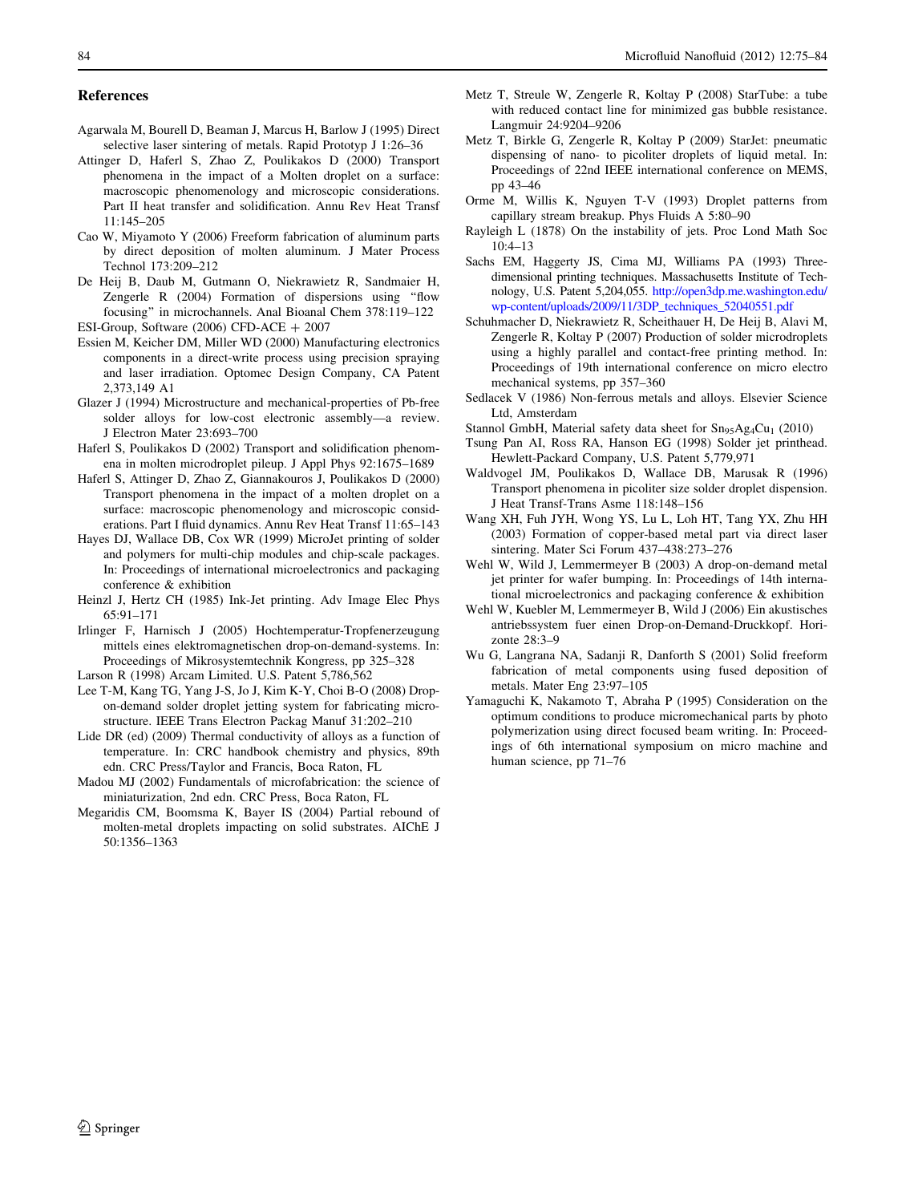## References

Agarwala M, Bourell D, Beaman J, Marcus H, Barlow J (1995) Direct selective laser sintering of metals. Rapid Prototyp J 1:26–36

Attinger D, Haferl S, Zhao Z, Poulikakos D (2000) Transport phenomena in the impact of a Molten droplet on a surface: macroscopic phenomenology and microscopic considerations. Part II heat transfer and solidification. Annu Rev Heat Transf 11:145–205

Cao W, Miyamoto Y (2006) Freeform fabrication of aluminum parts by direct deposition of molten aluminum. J Mater Process Technol 173:209–212

De Heij B, Daub M, Gutmann O, Niekrawietz R, Sandmaier H, Zengerle R (2004) Formation of dispersions using "flow focusing" in microchannels. Anal Bioanal Chem 378:119–122

ESI-Group, Software (2006) CFD-ACE + 2007

Essien M, Keicher DM, Miller WD (2000) Manufacturing electronics components in a direct-write process using precision spraying and laser irradiation. Optomec Design Company, CA Patent 2,373,149 A1

Glazer J (1994) Microstructure and mechanical-properties of Pb-free solder alloys for low-cost electronic assembly—a review. J Electron Mater 23:693–700

Haferl S, Poulikakos D (2002) Transport and solidification phenomena in molten microdroplet pileup. J Appl Phys 92:1675–1689

Haferl S, Attinger D, Zhao Z, Giannakouros J, Poulikakos D (2000) Transport phenomena in the impact of a molten droplet on a surface: macroscopic phenomenology and microscopic considerations. Part I fluid dynamics. Annu Rev Heat Transf 11:65–143

Hayes DJ, Wallace DB, Cox WR (1999) MicroJet printing of solder and polymers for multi-chip modules and chip-scale packages. In: Proceedings of international microelectronics and packaging conference & exhibition

Heinzl J, Hertz CH (1985) Ink-Jet printing. Adv Image Elec Phys 65:91–171

Irlinger F, Harnisch J (2005) Hochtemperatur-Tropfenerzeugung mittels eines elektromagnetischen drop-on-demand-systems. In: Proceedings of Mikrosystemtechnik Kongress, pp 325–328

Larson R (1998) Arcam Limited. U.S. Patent 5,786,562

Lee T-M, Kang TG, Yang J-S, Jo J, Kim K-Y, Choi B-O (2008) Drop-on-demand solder droplet jetting system for fabricating microstructure. IEEE Trans Electron Packag Manuf 31:202–210

Lide DR (ed) (2009) Thermal conductivity of alloys as a function of temperature. In: CRC handbook chemistry and physics, 89th edn. CRC Press/Taylor and Francis, Boca Raton, FL

Madou MJ (2002) Fundamentals of microfabrication: the science of miniaturization, 2nd edn. CRC Press, Boca Raton, FL

Megaridis CM, Boomsma K, Bayer IS (2004) Partial rebound of molten-metal droplets impacting on solid substrates. AIChE J 50:1356–1363

Metz T, Streule W, Zengerle R, Koltay P (2008) StarTube: a tube with reduced contact line for minimized gas bubble resistance. Langmuir 24:9204–9206

Metz T, Birkle G, Zengerle R, Koltay P (2009) StarJet: pneumatic dispensing of nano- to picoliter droplets of liquid metal. In: Proceedings of 22nd IEEE international conference on MEMS, pp 43–46

Orme M, Willis K, Nguyen T-V (1993) Droplet patterns from capillary stream breakup. Phys Fluids A 5:80–90

Rayleigh L (1878) On the instability of jets. Proc Lond Math Soc 10:4–13

Sachs EM, Haggerty JS, Cima MJ, Williams PA (1993) Three-dimensional printing techniques. Massachusetts Institute of Technology, U.S. Patent 5,204,055. http://open3dp.me.washington.edu/wp-content/uploads/2009/11/3DP_techniques_52040551.pdf

Schuhmacher D, Niekrawietz R, Scheithauer H, De Heij B, Alavi M, Zengerle R, Koltay P (2007) Production of solder microdroplets using a highly parallel and contact-free printing method. In: Proceedings of 19th international conference on micro electro mechanical systems, pp 357–360

Sedlacek V (1986) Non-ferrous metals and alloys. Elsevier Science Ltd, Amsterdam

Stannol GmbH, Material safety data sheet for $Sn_{95}Ag_4Cu_1$ (2010)

Tsung Pan AI, Ross RA, Hanson EG (1998) Solder jet printhead. Hewlett-Packard Company, U.S. Patent 5,779,971

Waldvogel JM, Poulikakos D, Wallace DB, Marusak R (1996) Transport phenomena in picoliter size solder droplet dispension. J Heat Transf-Trans Asme 118:148–156

Wang XH, Fuh JYH, Wong YS, Lu L, Loh HT, Tang YX, Zhu HH (2003) Formation of copper-based metal part via direct laser sintering. Mater Sci Forum 437–438:273–276

Wehl W, Wild J, Lemmermeyer B (2003) A drop-on-demand metal jet printer for wafer bumping. In: Proceedings of 14th international microelectronics and packaging conference & exhibition

Wehl W, Kuebler M, Lemmermeyer B, Wild J (2006) Ein akustisches antriebssystem fuer einen Drop-on-Demand-Druckkopf. Horizonte 28:3–9

Wu G, Langrana NA, Sadanji R, Danforth S (2001) Solid freeform fabrication of metal components using fused deposition of metals. Mater Eng 23:97–105

Yamaguchi K, Nakamoto T, Abraha P (1995) Consideration on the optimum conditions to produce micromechanical parts by photo polymerization using direct focused beam writing. In: Proceedings of 6th international symposium on micro machine and human science, pp 71–76